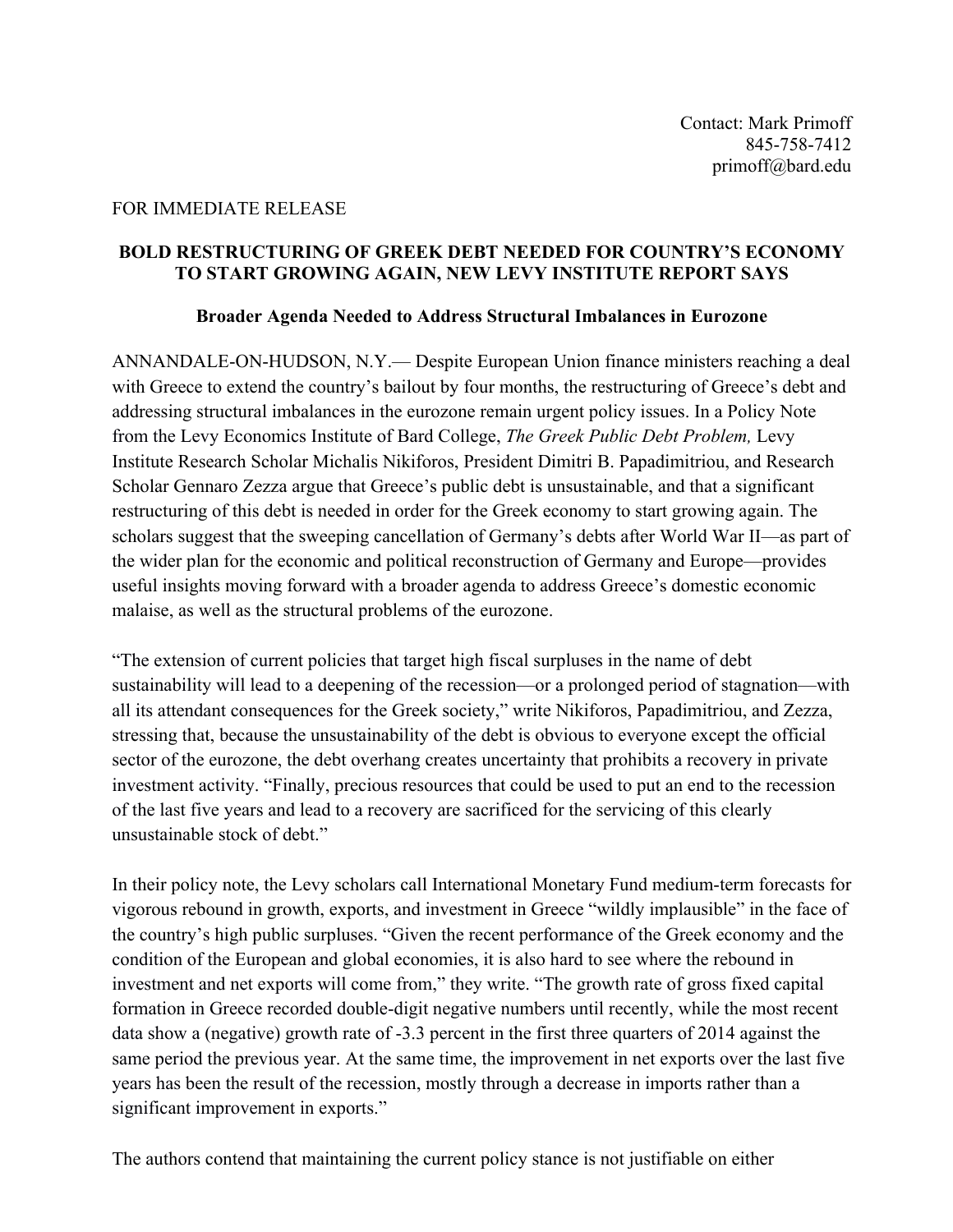Contact: Mark Primoff
845-758-7412
primoff@bard.edu

FOR IMMEDIATE RELEASE

# BOLD RESTRUCTURING OF GREEK DEBT NEEDED FOR COUNTRY'S ECONOMY TO START GROWING AGAIN, NEW LEVY INSTITUTE REPORT SAYS

## Broader Agenda Needed to Address Structural Imbalances in Eurozone

ANNANDALE-ON-HUDSON, N.Y.— Despite European Union finance ministers reaching a deal with Greece to extend the country's bailout by four months, the restructuring of Greece's debt and addressing structural imbalances in the eurozone remain urgent policy issues. In a Policy Note from the Levy Economics Institute of Bard College, *The Greek Public Debt Problem,* Levy Institute Research Scholar Michalis Nikiforos, President Dimitri B. Papadimitriou, and Research Scholar Gennaro Zezza argue that Greece's public debt is unsustainable, and that a significant restructuring of this debt is needed in order for the Greek economy to start growing again. The scholars suggest that the sweeping cancellation of Germany's debts after World War II—as part of the wider plan for the economic and political reconstruction of Germany and Europe—provides useful insights moving forward with a broader agenda to address Greece's domestic economic malaise, as well as the structural problems of the eurozone.

"The extension of current policies that target high fiscal surpluses in the name of debt sustainability will lead to a deepening of the recession—or a prolonged period of stagnation—with all its attendant consequences for the Greek society," write Nikiforos, Papadimitriou, and Zezza, stressing that, because the unsustainability of the debt is obvious to everyone except the official sector of the eurozone, the debt overhang creates uncertainty that prohibits a recovery in private investment activity. "Finally, precious resources that could be used to put an end to the recession of the last five years and lead to a recovery are sacrificed for the servicing of this clearly unsustainable stock of debt."

In their policy note, the Levy scholars call International Monetary Fund medium-term forecasts for vigorous rebound in growth, exports, and investment in Greece "wildly implausible" in the face of the country's high public surpluses. "Given the recent performance of the Greek economy and the condition of the European and global economies, it is also hard to see where the rebound in investment and net exports will come from," they write. "The growth rate of gross fixed capital formation in Greece recorded double-digit negative numbers until recently, while the most recent data show a (negative) growth rate of -3.3 percent in the first three quarters of 2014 against the same period the previous year. At the same time, the improvement in net exports over the last five years has been the result of the recession, mostly through a decrease in imports rather than a significant improvement in exports."

The authors contend that maintaining the current policy stance is not justifiable on either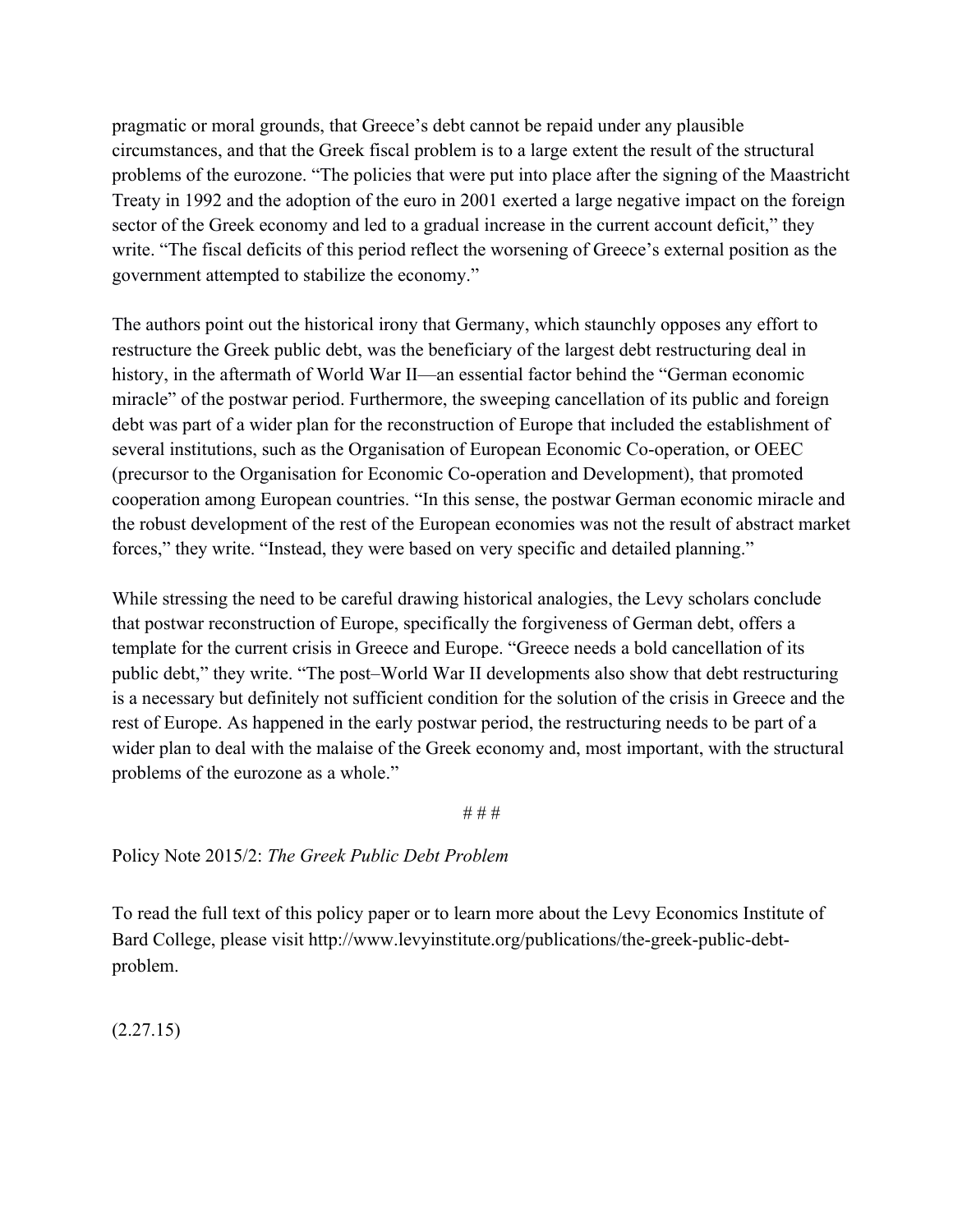pragmatic or moral grounds, that Greece's debt cannot be repaid under any plausible circumstances, and that the Greek fiscal problem is to a large extent the result of the structural problems of the eurozone. "The policies that were put into place after the signing of the Maastricht Treaty in 1992 and the adoption of the euro in 2001 exerted a large negative impact on the foreign sector of the Greek economy and led to a gradual increase in the current account deficit," they write. "The fiscal deficits of this period reflect the worsening of Greece's external position as the government attempted to stabilize the economy."

The authors point out the historical irony that Germany, which staunchly opposes any effort to restructure the Greek public debt, was the beneficiary of the largest debt restructuring deal in history, in the aftermath of World War II—an essential factor behind the "German economic miracle" of the postwar period. Furthermore, the sweeping cancellation of its public and foreign debt was part of a wider plan for the reconstruction of Europe that included the establishment of several institutions, such as the Organisation of European Economic Co-operation, or OEEC (precursor to the Organisation for Economic Co-operation and Development), that promoted cooperation among European countries. "In this sense, the postwar German economic miracle and the robust development of the rest of the European economies was not the result of abstract market forces," they write. "Instead, they were based on very specific and detailed planning."

While stressing the need to be careful drawing historical analogies, the Levy scholars conclude that postwar reconstruction of Europe, specifically the forgiveness of German debt, offers a template for the current crisis in Greece and Europe. "Greece needs a bold cancellation of its public debt," they write. "The post–World War II developments also show that debt restructuring is a necessary but definitely not sufficient condition for the solution of the crisis in Greece and the rest of Europe. As happened in the early postwar period, the restructuring needs to be part of a wider plan to deal with the malaise of the Greek economy and, most important, with the structural problems of the eurozone as a whole."

# # #

Policy Note 2015/2: *The Greek Public Debt Problem*

To read the full text of this policy paper or to learn more about the Levy Economics Institute of Bard College, please visit http://www.levyinstitute.org/publications/the-greek-public-debt-problem.

(2.27.15)